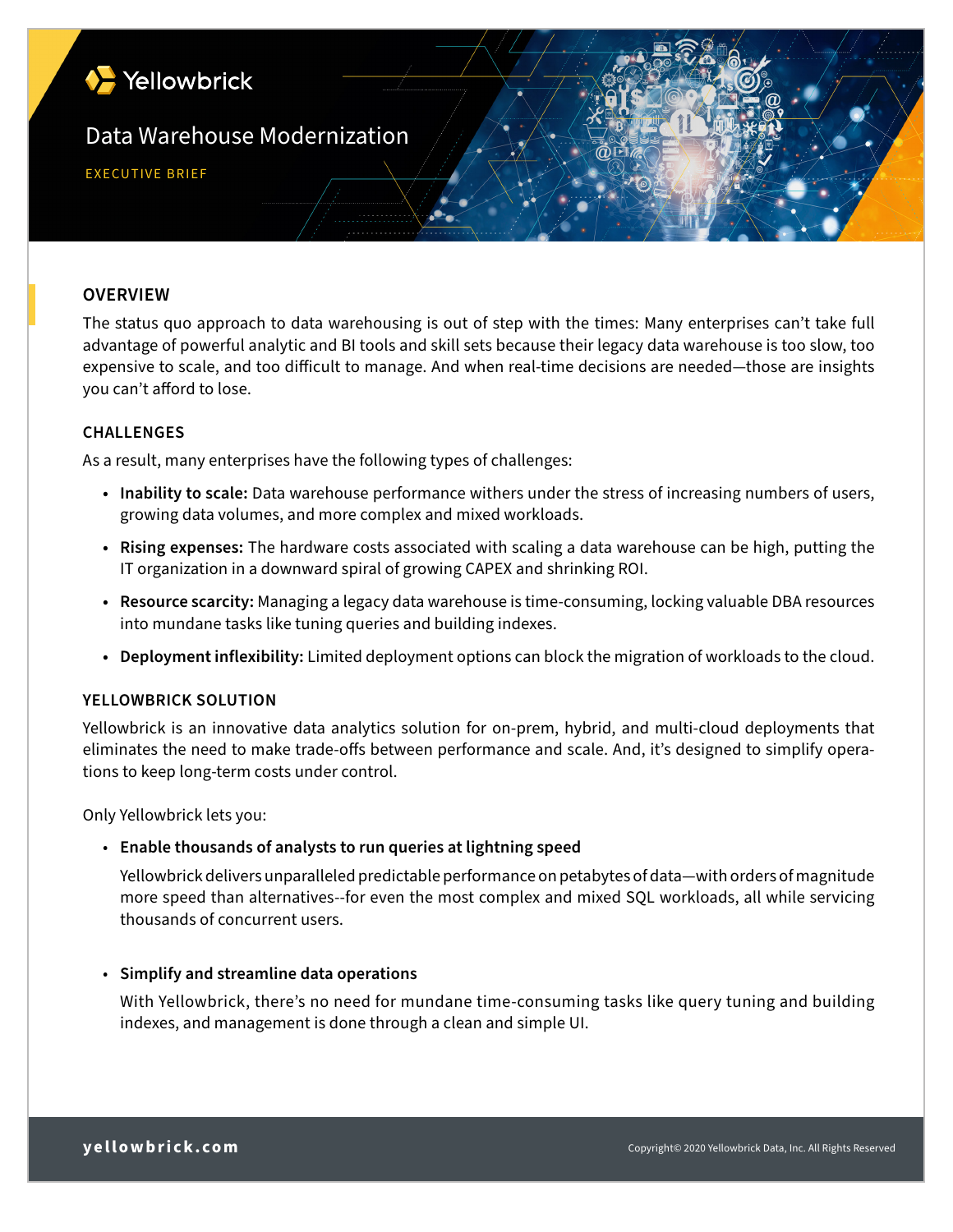Yellowbrick

# Data Warehouse Modernization

EXECUTIVE BRIEF

## OVERVIEW

The status quo approach to data warehousing is out of step with the times: Many enterprises can't take full advantage of powerful analytic and BI tools and skill sets because their legacy data warehouse is too slow, too expensive to scale, and too difficult to manage. And when real-time decisions are needed—those are insights you can't afford to lose.

### CHALLENGES

As a result, many enterprises have the following types of challenges:

- **Inability to scale:** Data warehouse performance withers under the stress of increasing numbers of users, growing data volumes, and more complex and mixed workloads.
- **Rising expenses:** The hardware costs associated with scaling a data warehouse can be high, putting the IT organization in a downward spiral of growing CAPEX and shrinking ROI.
- **Resource scarcity:** Managing a legacy data warehouse is time-consuming, locking valuable DBA resources into mundane tasks like tuning queries and building indexes.
- **Deployment inflexibility:** Limited deployment options can block the migration of workloads to the cloud.

### YELLOWBRICK SOLUTION

Yellowbrick is an innovative data analytics solution for on-prem, hybrid, and multi-cloud deployments that eliminates the need to make trade-offs between performance and scale. And, it's designed to simplify operations to keep long-term costs under control.

Only Yellowbrick lets you:

- **Enable thousands of analysts to run queries at lightning speed**

  Yellowbrick delivers unparalleled predictable performance on petabytes of data—with orders of magnitude more speed than alternatives--for even the most complex and mixed SQL workloads, all while servicing thousands of concurrent users.

- **Simplify and streamline data operations**

  With Yellowbrick, there's no need for mundane time-consuming tasks like query tuning and building indexes, and management is done through a clean and simple UI.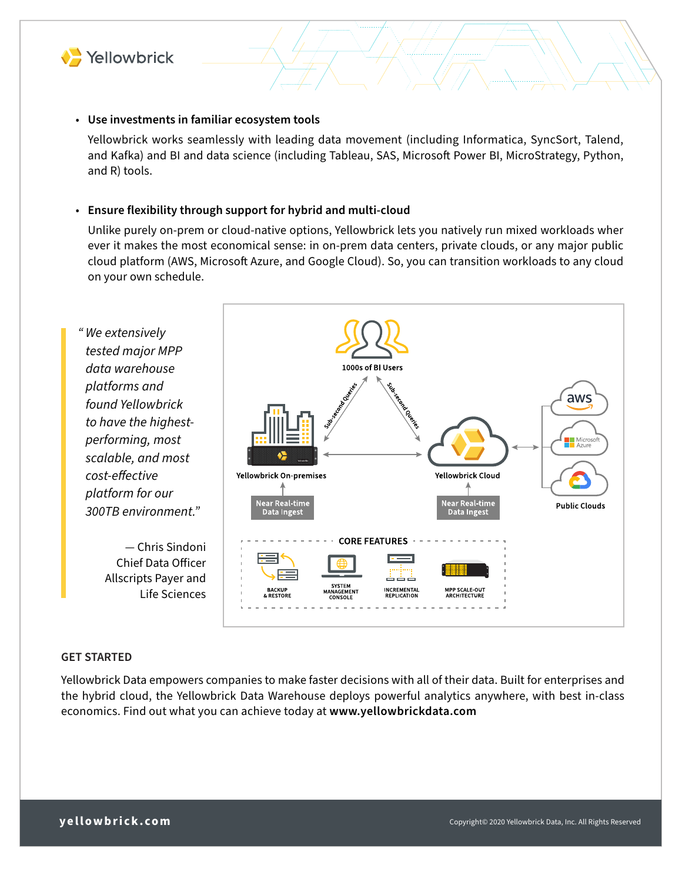- **Use investments in familiar ecosystem tools**

  Yellowbrick works seamlessly with leading data movement (including Informatica, SyncSort, Talend, and Kafka) and BI and data science (including Tableau, SAS, Microsoft Power BI, MicroStrategy, Python, and R) tools.

- **Ensure flexibility through support for hybrid and multi-cloud**

  Unlike purely on-prem or cloud-native options, Yellowbrick lets you natively run mixed workloads wherever it makes the most economical sense: in on-prem data centers, private clouds, or any major public cloud platform (AWS, Microsoft Azure, and Google Cloud). So, you can transition workloads to any cloud on your own schedule.

> *"We extensively tested major MPP data warehouse platforms and found Yellowbrick to have the highest-performing, most scalable, and most cost-effective platform for our 300TB environment."*
>
> — Chris Sindoni
> Chief Data Officer
> Allscripts Payer and Life Sciences

1000s of BI Users

Sub-second Queries

Sub-second Queries

Yellowbrick On-premises

Yellowbrick Cloud

Public Clouds

Near Real-time Data Ingest

Near Real-time Data Ingest

CORE FEATURES

BACKUP & RESTORE

SYSTEM MANAGEMENT CONSOLE

INCREMENTAL REPLICATION

MPP SCALE-OUT ARCHITECTURE

## GET STARTED

Yellowbrick Data empowers companies to make faster decisions with all of their data. Built for enterprises and the hybrid cloud, the Yellowbrick Data Warehouse deploys powerful analytics anywhere, with best in-class economics. Find out what you can achieve today at **www.yellowbrickdata.com**